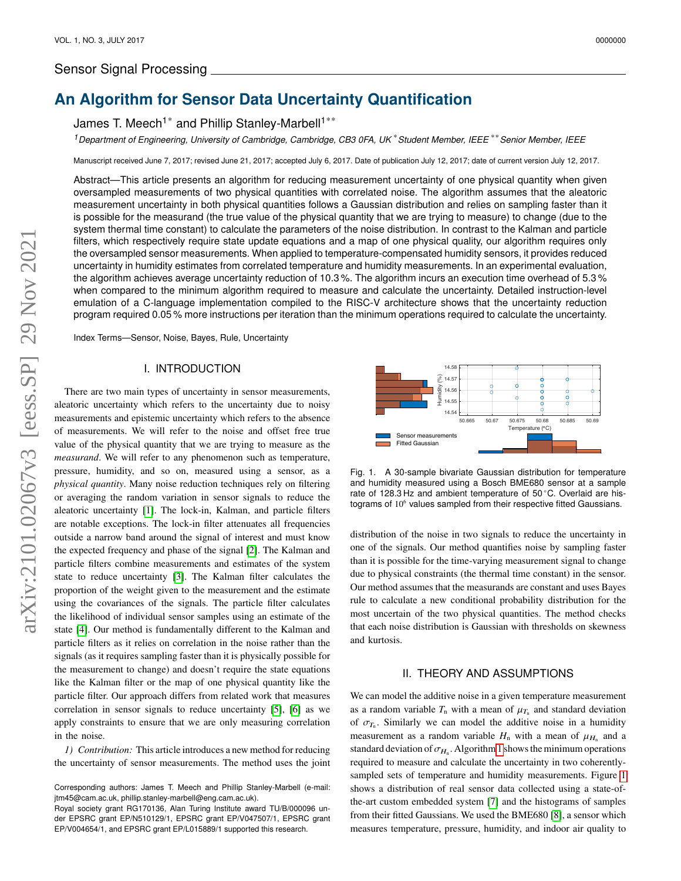Sensor Signal Processing

# An Algorithm for Sensor Data Uncertainty Quantification

James T. Meech[1*] and Phillip Stanley-Marbell[1**]

[1] Department of Engineering, University of Cambridge, Cambridge, CB3 0FA, UK [*] Student Member, IEEE [**] Senior Member, IEEE

Manuscript received June 7, 2017; revised June 21, 2017; accepted July 6, 2017. Date of publication July 12, 2017; date of current version July 12, 2017.

Abstract—This article presents an algorithm for reducing measurement uncertainty of one physical quantity when given oversampled measurements of two physical quantities with correlated noise. The algorithm assumes that the aleatoric measurement uncertainty in both physical quantities follows a Gaussian distribution and relies on sampling faster than it is possible for the measurand (the true value of the physical quantity that we are trying to measure) to change (due to the system thermal time constant) to calculate the parameters of the noise distribution. In contrast to the Kalman and particle filters, which respectively require state update equations and a map of one physical quality, our algorithm requires only the oversampled sensor measurements. When applied to temperature-compensated humidity sensors, it provides reduced uncertainty in humidity estimates from correlated temperature and humidity measurements. In an experimental evaluation, the algorithm achieves average uncertainty reduction of 10.3 %. The algorithm incurs an execution time overhead of 5.3 % when compared to the minimum algorithm required to measure and calculate the uncertainty. Detailed instruction-level emulation of a C-language implementation compiled to the RISC-V architecture shows that the uncertainty reduction program required 0.05 % more instructions per iteration than the minimum operations required to calculate the uncertainty.

Index Terms—Sensor, Noise, Bayes, Rule, Uncertainty

## I. INTRODUCTION

There are two main types of uncertainty in sensor measurements, aleatoric uncertainty which refers to the uncertainty due to noisy measurements and epistemic uncertainty which refers to the absence of measurements. We will refer to the noise and offset free true value of the physical quantity that we are trying to measure as the *measurand*. We will refer to any phenomenon such as temperature, pressure, humidity, and so on, measured using a sensor, as a *physical quantity*. Many noise reduction techniques rely on filtering or averaging the random variation in sensor signals to reduce the aleatoric uncertainty [1]. The lock-in, Kalman, and particle filters are notable exceptions. The lock-in filter attenuates all frequencies outside a narrow band around the signal of interest and must know the expected frequency and phase of the signal [2]. The Kalman and particle filters combine measurements and estimates of the system state to reduce uncertainty [3]. The Kalman filter calculates the proportion of the weight given to the measurement and the estimate using the covariances of the signals. The particle filter calculates the likelihood of individual sensor samples using an estimate of the state [4]. Our method is fundamentally different to the Kalman and particle filters as it relies on correlation in the noise rather than the signals (as it requires sampling faster than it is physically possible for the measurement to change) and doesn't require the state equations like the Kalman filter or the map of one physical quantity like the particle filter. Our approach differs from related work that measures correlation in sensor signals to reduce uncertainty [5], [6] as we apply constraints to ensure that we are only measuring correlation in the noise.

*1) Contribution:* This article introduces a new method for reducing the uncertainty of sensor measurements. The method uses the joint distribution of the noise in two signals to reduce the uncertainty in one of the signals. Our method quantifies noise by sampling faster than it is possible for the time-varying measurement signal to change due to physical constraints (the thermal time constant) in the sensor. Our method assumes that the measurands are constant and uses Bayes rule to calculate a new conditional probability distribution for the most uncertain of the two physical quantities. The method checks that each noise distribution is Gaussian with thresholds on skewness and kurtosis.

Fig. 1. A 30-sample bivariate Gaussian distribution for temperature and humidity measured using a Bosch BME680 sensor at a sample rate of 128.3 Hz and ambient temperature of 50 °C. Overlaid are histograms of $10^6$ values sampled from their respective fitted Gaussians.

## II. THEORY AND ASSUMPTIONS

We can model the additive noise in a given temperature measurement as a random variable $T_n$ with a mean of $\mu_{T_n}$ and standard deviation of $\sigma_{T_n}$. Similarly we can model the additive noise in a humidity measurement as a random variable $H_n$ with a mean of $\mu_{H_n}$ and a standard deviation of $\sigma_{H_n}$. Algorithm 1 shows the minimum operations required to measure and calculate the uncertainty in two coherently-sampled sets of temperature and humidity measurements. Figure 1 shows a distribution of real sensor data collected using a state-of-the-art custom embedded system [7] and the histograms of samples from their fitted Gaussians. We used the BME680 [8], a sensor which measures temperature, pressure, humidity, and indoor air quality to

Corresponding authors: James T. Meech and Phillip Stanley-Marbell (e-mail: jtm45@cam.ac.uk, phillip.stanley-marbell@eng.cam.ac.uk).

Royal society grant RG170136, Alan Turing Institute award TU/B/000096 under EPSRC grant EP/N510129/1, EPSRC grant EP/V047507/1, EPSRC grant EP/V004654/1, and EPSRC grant EP/L015889/1 supported this research.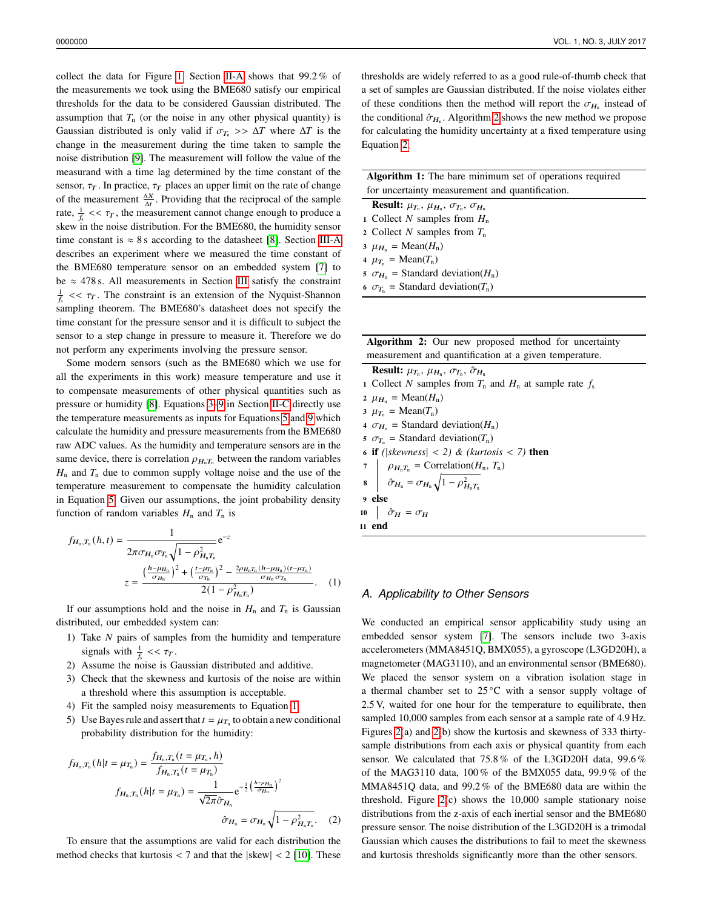collect the data for Figure 1. Section II-A shows that 99.2 % of the measurements we took using the BME680 satisfy our empirical thresholds for the data to be considered Gaussian distributed. The assumption that $T_\text{n}$ (or the noise in any other physical quantity) is Gaussian distributed is only valid if $\sigma_{T_\text{n}} >> \Delta T$ where $\Delta T$ is the change in the measurement during the time taken to sample the noise distribution [9]. The measurement will follow the value of the measurand with a time lag determined by the time constant of the sensor, $\tau_T$. In practice, $\tau_T$ places an upper limit on the rate of change of the measurement $\frac{\Delta X}{\Delta t}$. Providing that the reciprocal of the sample rate, $\frac{1}{f_s} << \tau_T$, the measurement cannot change enough to produce a skew in the noise distribution. For the BME680, the humidity sensor time constant is $\approx 8$ s according to the datasheet [8]. Section III-A describes an experiment where we measured the time constant of the BME680 temperature sensor on an embedded system [7] to be $\approx 478$ s. All measurements in Section III satisfy the constraint $\frac{1}{f_s} << \tau_T$. The constraint is an extension of the Nyquist-Shannon sampling theorem. The BME680's datasheet does not specify the time constant for the pressure sensor and it is difficult to subject the sensor to a step change in pressure to measure it. Therefore we do not perform any experiments involving the pressure sensor.

Some modern sensors (such as the BME680 which we use for all the experiments in this work) measure temperature and use it to compensate measurements of other physical quantities such as pressure or humidity [8]. Equations 3–9 in Section II-C directly use the temperature measurements as inputs for Equations 5 and 9 which calculate the humidity and pressure measurements from the BME680 raw ADC values. As the humidity and temperature sensors are in the same device, there is correlation $\rho_{H_\text{n}T_\text{n}}$ between the random variables $H_\text{n}$ and $T_\text{n}$ due to common supply voltage noise and the use of the temperature measurement to compensate the humidity calculation in Equation 5. Given our assumptions, the joint probability density function of random variables $H_\text{n}$ and $T_\text{n}$ is

$$f_{H_\text{n},T_\text{n}}(h,t) = \frac{1}{2\pi\sigma_{H_\text{n}}\sigma_{T_\text{n}}\sqrt{1-\rho^2_{H_\text{n}T_\text{n}}}}\mathrm{e}^{-z}$$

$$z = \frac{\left(\frac{h-\mu_{H_\text{n}}}{\sigma_{H_\text{n}}}\right)^2 + \left(\frac{t-\mu_{T_\text{n}}}{\sigma_{T_\text{n}}}\right)^2 - \frac{2\rho_{H_\text{n}T_\text{n}}(h-\mu_{H_\text{n}})(t-\mu_{T_\text{n}})}{\sigma_{H_\text{n}}\sigma_{T_\text{n}}}}{2(1-\rho^2_{H_\text{n}T_\text{n}})}. \quad (1)$$

If our assumptions hold and the noise in $H_\text{n}$ and $T_\text{n}$ is Gaussian distributed, our embedded system can:

1) Take $N$ pairs of samples from the humidity and temperature signals with $\frac{1}{f_s} << \tau_T$.
2) Assume the noise is Gaussian distributed and additive.
3) Check that the skewness and kurtosis of the noise are within a threshold where this assumption is acceptable.
4) Fit the sampled noisy measurements to Equation 1.
5) Use Bayes rule and assert that $t = \mu_{T_\text{n}}$ to obtain a new conditional probability distribution for the humidity:

$$f_{H_\text{n},T_\text{n}}(h|t=\mu_{T_\text{n}}) = \frac{f_{H_\text{n},T_\text{n}}(t=\mu_{T_\text{n}},h)}{f_{H_\text{n},T_\text{n}}(t=\mu_{T_\text{n}})}$$

$$f_{H_\text{n},T_\text{n}}(h|t=\mu_{T_\text{n}}) = \frac{1}{\sqrt{2\pi}\hat{\sigma}_{H_\text{n}}}\mathrm{e}^{-\frac{1}{2}\left(\frac{h-\mu_{H_\text{n}}}{\hat{\sigma}_{H_\text{n}}}\right)^2}$$

$$\hat{\sigma}_{H_\text{n}} = \sigma_{H_\text{n}}\sqrt{1-\rho^2_{H_\text{n}T_\text{n}}}. \quad (2)$$

To ensure that the assumptions are valid for each distribution the method checks that kurtosis $< 7$ and that the $|\text{skew}| < 2$ [10]. These thresholds are widely referred to as a good rule-of-thumb check that a set of samples are Gaussian distributed. If the noise violates either of these conditions then the method will report the $\sigma_{H_\text{n}}$ instead of the conditional $\hat{\sigma}_{H_\text{n}}$. Algorithm 2 shows the new method we propose for calculating the humidity uncertainty at a fixed temperature using Equation 2.

**Algorithm 1:** The bare minimum set of operations required for uncertainty measurement and quantification.

**Result:** $\mu_{T_\text{n}}$, $\mu_{H_\text{n}}$, $\sigma_{T_\text{n}}$, $\sigma_{H_\text{n}}$
1. Collect $N$ samples from $H_\text{n}$
2. Collect $N$ samples from $T_\text{n}$
3. $\mu_{H_\text{n}}$ = Mean($H_\text{n}$)
4. $\mu_{T_\text{n}}$ = Mean($T_\text{n}$)
5. $\sigma_{H_\text{n}}$ = Standard deviation($H_\text{n}$)
6. $\sigma_{T_\text{n}}$ = Standard deviation($T_\text{n}$)

**Algorithm 2:** Our new proposed method for uncertainty measurement and quantification at a given temperature.

**Result:** $\mu_{T_\text{n}}$, $\mu_{H_\text{n}}$, $\sigma_{T_\text{n}}$, $\hat{\sigma}_{H_\text{n}}$
1. Collect $N$ samples from $T_\text{n}$ and $H_\text{n}$ at sample rate $f_s$
2. $\mu_{H_\text{n}}$ = Mean($H_\text{n}$)
3. $\mu_{T_\text{n}}$ = Mean($T_\text{n}$)
4. $\sigma_{H_\text{n}}$ = Standard deviation($H_\text{n}$)
5. $\sigma_{T_\text{n}}$ = Standard deviation($T_\text{n}$)
6. **if** *(|skewness| < 2) & (kurtosis < 7)* **then**
7. $\quad\rho_{H_\text{n}T_\text{n}}$ = Correlation($H_\text{n}$, $T_\text{n}$)
8. $\quad\hat{\sigma}_{H_\text{n}} = \sigma_{H_\text{n}}\sqrt{1-\rho^2_{H_\text{n}T_\text{n}}}$
9. **else**
10. $\quad\hat{\sigma}_H = \sigma_H$
11. **end**

### A. Applicability to Other Sensors

We conducted an empirical sensor applicability study using an embedded sensor system [7]. The sensors include two 3-axis accelerometers (MMA8451Q, BMX055), a gyroscope (L3GD20H), a magnetometer (MAG3110), and an environmental sensor (BME680). We placed the sensor system on a vibration isolation stage in a thermal chamber set to 25 °C with a sensor supply voltage of 2.5 V, waited for one hour for the temperature to equilibrate, then sampled 10,000 samples from each sensor at a sample rate of 4.9 Hz. Figures 2(a) and 2(b) show the kurtosis and skewness of 333 thirty-sample distributions from each axis or physical quantity from each sensor. We calculated that 75.8 % of the L3GD20H data, 99.6 % of the MAG3110 data, 100 % of the BMX055 data, 99.9 % of the MMA8451Q data, and 99.2 % of the BME680 data are within the threshold. Figure 2(c) shows the 10,000 sample stationary noise distributions from the z-axis of each inertial sensor and the BME680 pressure sensor. The noise distribution of the L3GD20H is a trimodal Gaussian which causes the distributions to fail to meet the skewness and kurtosis thresholds significantly more than the other sensors.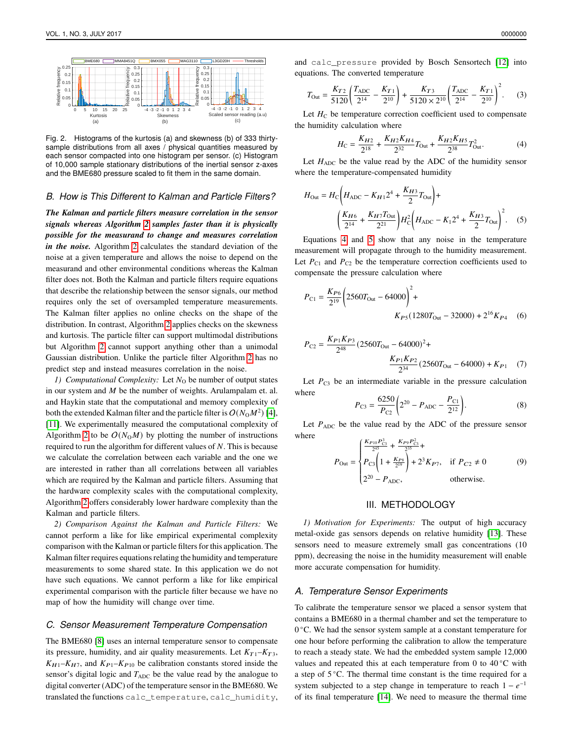Fig. 2. Histograms of the kurtosis (a) and skewness (b) of 333 thirty-sample distributions from all axes / physical quantities measured by each sensor compacted into one histogram per sensor. (c) Histogram of 10,000 sample stationary distributions of the inertial sensor z-axes and the BME680 pressure scaled to fit them in the same domain.

### B. How is This Different to Kalman and Particle Filters?

***The Kalman and particle filters measure correlation in the sensor signals whereas Algorithm 2 samples faster than it is physically possible for the measurand to change and measures correlation in the noise.*** Algorithm 2 calculates the standard deviation of the noise at a given temperature and allows the noise to depend on the measurand and other environmental conditions whereas the Kalman filter does not. Both the Kalman and particle filters require equations that describe the relationship between the sensor signals, our method requires only the set of oversampled temperature measurements. The Kalman filter applies no online checks on the shape of the distribution. In contrast, Algorithm 2 applies checks on the skewness and kurtosis. The particle filter can support multimodal distributions but Algorithm 2 cannot support anything other than a unimodal Gaussian distribution. Unlike the particle filter Algorithm 2 has no predict step and instead measures correlation in the noise.

*1) Computational Complexity:* Let $N_{\mathrm{O}}$ be number of output states in our system and $M$ be the number of weights. Arulampalam et. al. and Haykin state that the computational and memory complexity of both the extended Kalman filter and the particle filter is $O(N_{\mathrm{O}}M^2)$ [4], [11]. We experimentally measured the computational complexity of Algorithm 2 to be $O(N_{\mathrm{O}}M)$ by plotting the number of instructions required to run the algorithm for different values of $N$. This is because we calculate the correlation between each variable and the one we are interested in rather than all correlations between all variables which are required by the Kalman and particle filters. Assuming that the hardware complexity scales with the computational complexity, Algorithm 2 offers considerably lower hardware complexity than the Kalman and particle filters.

*2) Comparison Against the Kalman and Particle Filters:* We cannot perform a like for like empirical experimental complexity comparison with the Kalman or particle filters for this application. The Kalman filter requires equations relating the humidity and temperature measurements to some shared state. In this application we do not have such equations. We cannot perform a like for like empirical experimental comparison with the particle filter because we have no map of how the humidity will change over time.

### C. Sensor Measurement Temperature Compensation

The BME680 [8] uses an internal temperature sensor to compensate its pressure, humidity, and air quality measurements. Let $K_{T1}$–$K_{T3}$, $K_{H1}$–$K_{H7}$, and $K_{P1}$–$K_{P10}$ be calibration constants stored inside the sensor's digital logic and $T_{\mathrm{ADC}}$ be the value read by the analogue to digital converter (ADC) of the temperature sensor in the BME680. We translated the functions `calc_temperature`, `calc_humidity`, and `calc_pressure` provided by Bosch Sensortech [12] into equations. The converted temperature

$$T_{\mathrm{Out}} = \frac{K_{T2}}{5120}\left(\frac{T_{\mathrm{ADC}}}{2^{14}} - \frac{K_{T1}}{2^{10}}\right) + \frac{K_{T3}}{5120\times 2^{10}}\left(\frac{T_{\mathrm{ADC}}}{2^{14}} - \frac{K_{T1}}{2^{10}}\right)^2. \quad (3)$$

Let $H_{\mathrm{C}}$ be temperature correction coefficient used to compensate the humidity calculation where

$$H_{\mathrm{C}} = \frac{K_{H2}}{2^{18}} + \frac{K_{H2}K_{H4}}{2^{32}}T_{\mathrm{Out}} + \frac{K_{H2}K_{H5}}{2^{38}}T_{\mathrm{Out}}^2. \quad (4)$$

Let $H_{\mathrm{ADC}}$ be the value read by the ADC of the humidity sensor where the temperature-compensated humidity

$$H_{\mathrm{Out}} = H_{\mathrm{C}}\left(H_{\mathrm{ADC}} - K_{H1}2^4 + \frac{K_{H3}}{2}T_{\mathrm{Out}}\right) + \left(\frac{K_{H6}}{2^{14}} + \frac{K_{H7}T_{\mathrm{Out}}}{2^{21}}\right)H_{\mathrm{C}}^2\left(H_{\mathrm{ADC}} - K_1 2^4 + \frac{K_{H3}}{2}T_{\mathrm{Out}}\right)^2. \quad (5)$$

Equations 4 and 5 show that any noise in the temperature measurement will propagate through to the humidity measurement. Let $P_{\mathrm{C1}}$ and $P_{\mathrm{C2}}$ be the temperature correction coefficients used to compensate the pressure calculation where

$$P_{\mathrm{C1}} = \frac{K_{P6}}{2^{19}}\left(2560T_{\mathrm{Out}} - 64000\right)^2 + K_{P5}(1280T_{\mathrm{Out}} - 32000) + 2^{16}K_{P4} \quad (6)$$

$$P_{\mathrm{C2}} = \frac{K_{P1}K_{P3}}{2^{48}}(2560T_{\mathrm{Out}} - 64000)^2 + \frac{K_{P1}K_{P2}}{2^{34}}(2560T_{\mathrm{Out}} - 64000) + K_{P1} \quad (7)$$

Let $P_{\mathrm{C3}}$ be an intermediate variable in the pressure calculation where

$$P_{\mathrm{C3}} = \frac{6250}{P_{\mathrm{C2}}}\left(2^{20} - P_{\mathrm{ADC}} - \frac{P_{\mathrm{C1}}}{2^{12}}\right). \quad (8)$$

Let $P_{\mathrm{ADC}}$ be the value read by the ADC of the pressure sensor where

$$P_{\mathrm{Out}} = \begin{cases} \frac{K_{P10}P_{\mathrm{C3}}^3}{2^{45}} + \frac{K_{P9}P_{\mathrm{C3}}^2}{2^{35}} + P_{\mathrm{C3}}\left(1 + \frac{K_{P8}}{2^{19}}\right) + 2^3K_{P7}, & \text{if } P_{C2} \neq 0 \\ 2^{20} - P_{\mathrm{ADC}}, & \text{otherwise.} \end{cases} \quad (9)$$

## III. METHODOLOGY

*1) Motivation for Experiments:* The output of high accuracy metal-oxide gas sensors depends on relative humidity [13]. These sensors need to measure extremely small gas concentrations (10 ppm), decreasing the noise in the humidity measurement will enable more accurate compensation for humidity.

### A. Temperature Sensor Experiments

To calibrate the temperature sensor we placed a sensor system that contains a BME680 in a thermal chamber and set the temperature to 0 °C. We had the sensor system sample at a constant temperature for one hour before performing the calibration to allow the temperature to reach a steady state. We had the embedded system sample 12,000 values and repeated this at each temperature from 0 to 40 °C with a step of 5 °C. The thermal time constant is the time required for a system subjected to a step change in temperature to reach $1 - e^{-1}$ of its final temperature [14]. We need to measure the thermal time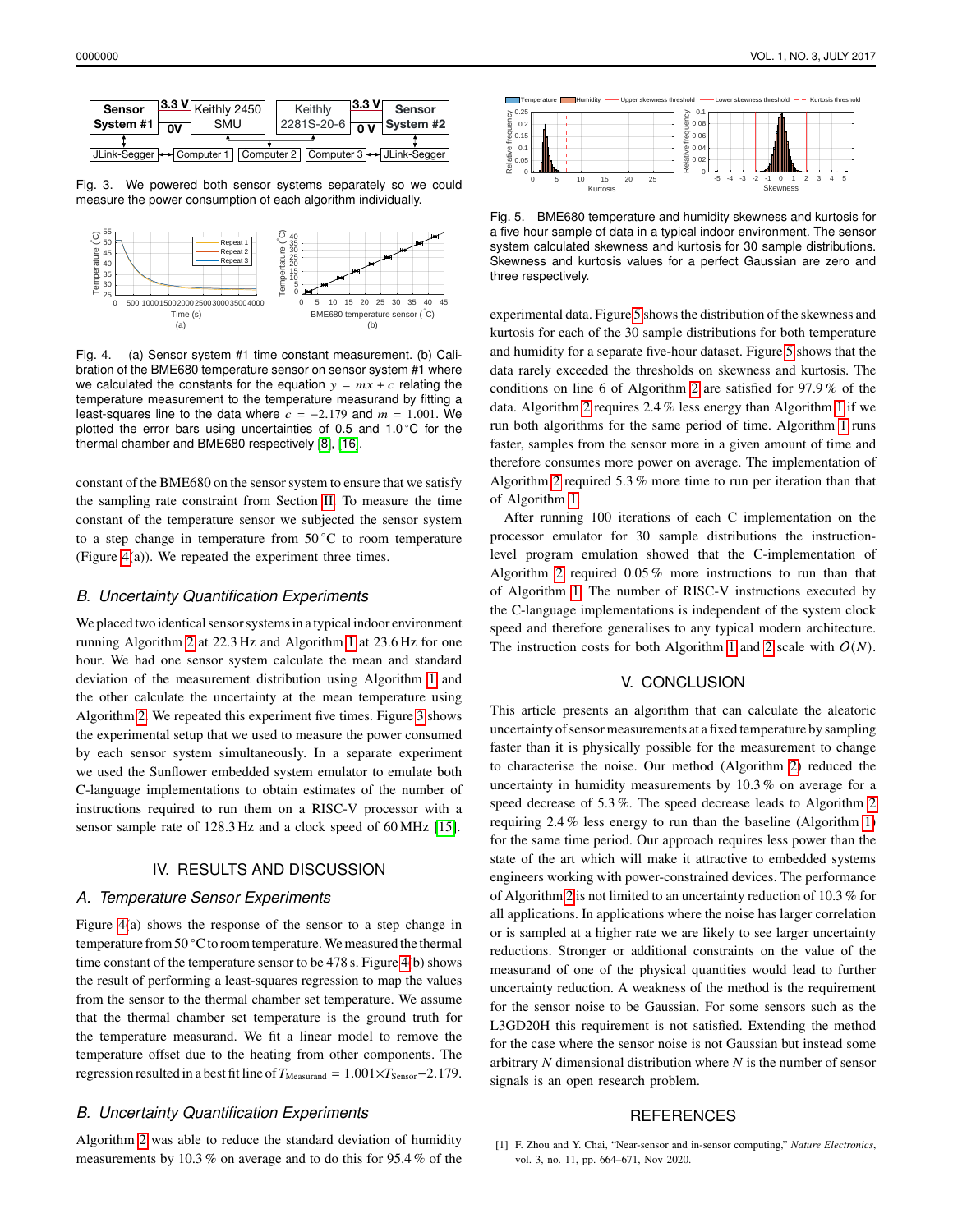Fig. 3. We powered both sensor systems separately so we could measure the power consumption of each algorithm individually.

Fig. 4. (a) Sensor system #1 time constant measurement. (b) Calibration of the BME680 temperature sensor on sensor system #1 where we calculated the constants for the equation $y = mx + c$ relating the temperature measurement to the temperature measurand by fitting a least-squares line to the data where $c = -2.179$ and $m = 1.001$. We plotted the error bars using uncertainties of 0.5 and 1.0 °C for the thermal chamber and BME680 respectively [8], [16].

constant of the BME680 on the sensor system to ensure that we satisfy the sampling rate constraint from Section II. To measure the time constant of the temperature sensor we subjected the sensor system to a step change in temperature from 50 °C to room temperature (Figure 4(a)). We repeated the experiment three times.

### B. Uncertainty Quantification Experiments

We placed two identical sensor systems in a typical indoor environment running Algorithm 2 at 22.3 Hz and Algorithm 1 at 23.6 Hz for one hour. We had one sensor system calculate the mean and standard deviation of the measurement distribution using Algorithm 1 and the other calculate the uncertainty at the mean temperature using Algorithm 2. We repeated this experiment five times. Figure 3 shows the experimental setup that we used to measure the power consumed by each sensor system simultaneously. In a separate experiment we used the Sunflower embedded system emulator to emulate both C-language implementations to obtain estimates of the number of instructions required to run them on a RISC-V processor with a sensor sample rate of 128.3 Hz and a clock speed of 60 MHz [15].

## IV. Results and Discussion

### A. Temperature Sensor Experiments

Figure 4(a) shows the response of the sensor to a step change in temperature from 50 °C to room temperature. We measured the thermal time constant of the temperature sensor to be 478 s. Figure 4(b) shows the result of performing a least-squares regression to map the values from the sensor to the thermal chamber set temperature. We assume that the thermal chamber set temperature is the ground truth for the temperature measurand. We fit a linear model to remove the temperature offset due to the heating from other components. The regression resulted in a best fit line of $T_{\text{Measurand}} = 1.001 \times T_{\text{Sensor}} - 2.179$.

### B. Uncertainty Quantification Experiments

Algorithm 2 was able to reduce the standard deviation of humidity measurements by 10.3 % on average and to do this for 95.4 % of the experimental data. Figure 5 shows the distribution of the skewness and kurtosis for each of the 30 sample distributions for both temperature and humidity for a separate five-hour dataset. Figure 5 shows that the data rarely exceeded the thresholds on skewness and kurtosis. The conditions on line 6 of Algorithm 2 are satisfied for 97.9 % of the data. Algorithm 2 requires 2.4 % less energy than Algorithm 1 if we run both algorithms for the same period of time. Algorithm 1 runs faster, samples from the sensor more in a given amount of time and therefore consumes more power on average. The implementation of Algorithm 2 required 5.3 % more time to run per iteration than that of Algorithm 1.

After running 100 iterations of each C implementation on the processor emulator for 30 sample distributions the instruction-level program emulation showed that the C-implementation of Algorithm 2 required 0.05 % more instructions to run than that of Algorithm 1. The number of RISC-V instructions executed by the C-language implementations is independent of the system clock speed and therefore generalises to any typical modern architecture. The instruction costs for both Algorithm 1 and 2 scale with $O(N)$.

Fig. 5. BME680 temperature and humidity skewness and kurtosis for a five hour sample of data in a typical indoor environment. The sensor system calculated skewness and kurtosis for 30 sample distributions. Skewness and kurtosis values for a perfect Gaussian are zero and three respectively.

## V. Conclusion

This article presents an algorithm that can calculate the aleatoric uncertainty of sensor measurements at a fixed temperature by sampling faster than it is physically possible for the measurement to change to characterise the noise. Our method (Algorithm 2) reduced the uncertainty in humidity measurements by 10.3 % on average for a speed decrease of 5.3 %. The speed decrease leads to Algorithm 2 requiring 2.4 % less energy to run than the baseline (Algorithm 1) for the same time period. Our approach requires less power than the state of the art which will make it attractive to embedded systems engineers working with power-constrained devices. The performance of Algorithm 2 is not limited to an uncertainty reduction of 10.3 % for all applications. In applications where the noise has larger correlation or is sampled at a higher rate we are likely to see larger uncertainty reductions. Stronger or additional constraints on the value of the measurand of one of the physical quantities would lead to further uncertainty reduction. A weakness of the method is the requirement for the sensor noise to be Gaussian. For some sensors such as the L3GD20H this requirement is not satisfied. Extending the method for the case where the sensor noise is not Gaussian but instead some arbitrary $N$ dimensional distribution where $N$ is the number of sensor signals is an open research problem.

## References

[1] F. Zhou and Y. Chai, "Near-sensor and in-sensor computing," *Nature Electronics*, vol. 3, no. 11, pp. 664–671, Nov 2020.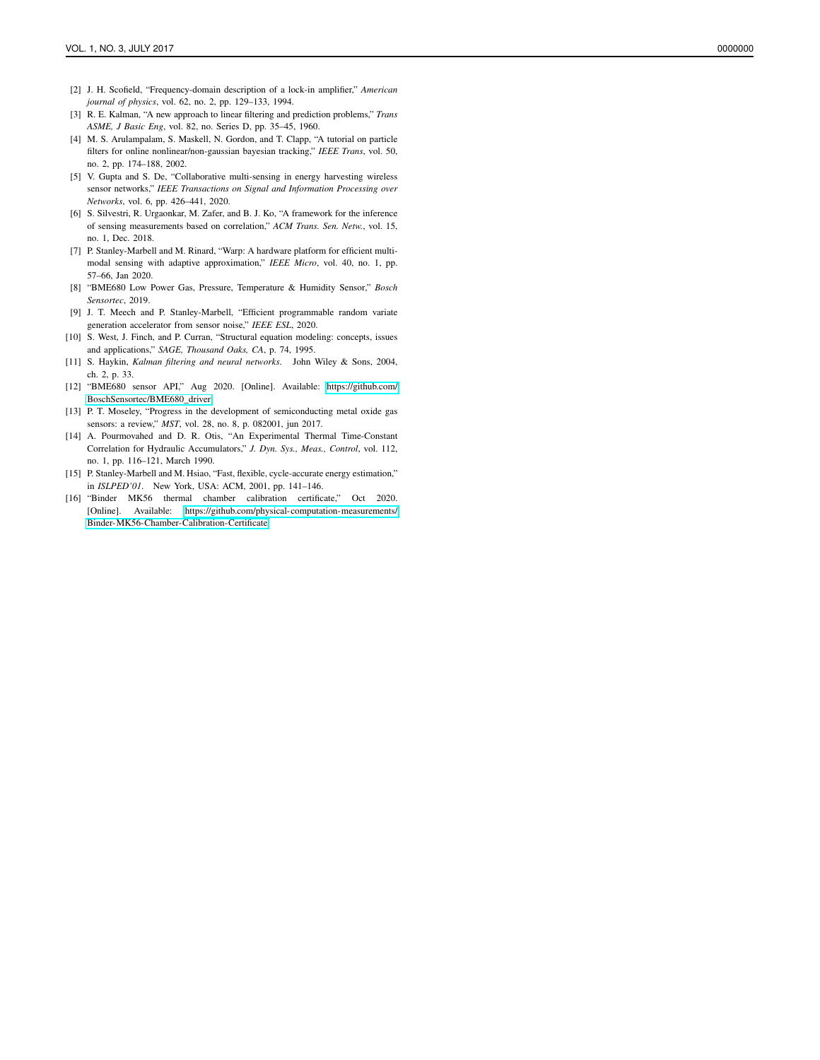[2] J. H. Scofield, "Frequency-domain description of a lock-in amplifier," *American journal of physics*, vol. 62, no. 2, pp. 129–133, 1994.

[3] R. E. Kalman, "A new approach to linear filtering and prediction problems," *Trans ASME, J Basic Eng*, vol. 82, no. Series D, pp. 35–45, 1960.

[4] M. S. Arulampalam, S. Maskell, N. Gordon, and T. Clapp, "A tutorial on particle filters for online nonlinear/non-gaussian bayesian tracking," *IEEE Trans*, vol. 50, no. 2, pp. 174–188, 2002.

[5] V. Gupta and S. De, "Collaborative multi-sensing in energy harvesting wireless sensor networks," *IEEE Transactions on Signal and Information Processing over Networks*, vol. 6, pp. 426–441, 2020.

[6] S. Silvestri, R. Urgaonkar, M. Zafer, and B. J. Ko, "A framework for the inference of sensing measurements based on correlation," *ACM Trans. Sen. Netw.*, vol. 15, no. 1, Dec. 2018.

[7] P. Stanley-Marbell and M. Rinard, "Warp: A hardware platform for efficient multimodal sensing with adaptive approximation," *IEEE Micro*, vol. 40, no. 1, pp. 57–66, Jan 2020.

[8] "BME680 Low Power Gas, Pressure, Temperature & Humidity Sensor," *Bosch Sensortec*, 2019.

[9] J. T. Meech and P. Stanley-Marbell, "Efficient programmable random variate generation accelerator from sensor noise," *IEEE ESL*, 2020.

[10] S. West, J. Finch, and P. Curran, "Structural equation modeling: concepts, issues and applications," *SAGE, Thousand Oaks, CA*, p. 74, 1995.

[11] S. Haykin, *Kalman filtering and neural networks*. John Wiley & Sons, 2004, ch. 2, p. 33.

[12] "BME680 sensor API," Aug 2020. [Online]. Available: https://github.com/BoschSensortec/BME680_driver

[13] P. T. Moseley, "Progress in the development of semiconducting metal oxide gas sensors: a review," *MST*, vol. 28, no. 8, p. 082001, jun 2017.

[14] A. Pourmovahed and D. R. Otis, "An Experimental Thermal Time-Constant Correlation for Hydraulic Accumulators," *J. Dyn. Sys., Meas., Control*, vol. 112, no. 1, pp. 116–121, March 1990.

[15] P. Stanley-Marbell and M. Hsiao, "Fast, flexible, cycle-accurate energy estimation," in *ISLPED'01*. New York, USA: ACM, 2001, pp. 141–146.

[16] "Binder MK56 thermal chamber calibration certificate," Oct 2020. [Online]. Available: https://github.com/physical-computation-measurements/Binder-MK56-Chamber-Calibration-Certificate